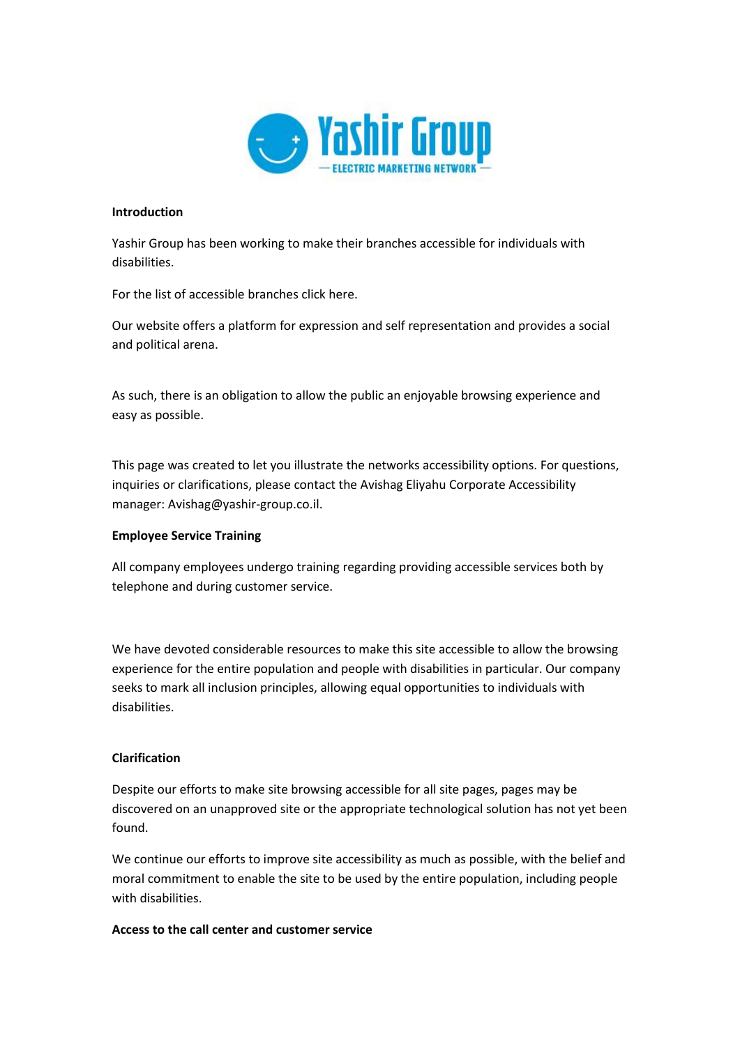Yashir Group — ELECTRIC MARKETING NETWORK —

**Introduction**

Yashir Group has been working to make their branches accessible for individuals with disabilities.

For the list of accessible branches click here.

Our website offers a platform for expression and self representation and provides a social and political arena.

As such, there is an obligation to allow the public an enjoyable browsing experience and easy as possible.

This page was created to let you illustrate the networks accessibility options. For questions, inquiries or clarifications, please contact the Avishag Eliyahu Corporate Accessibility manager: Avishag@yashir-group.co.il.

**Employee Service Training**

All company employees undergo training regarding providing accessible services both by telephone and during customer service.

We have devoted considerable resources to make this site accessible to allow the browsing experience for the entire population and people with disabilities in particular. Our company seeks to mark all inclusion principles, allowing equal opportunities to individuals with disabilities.

**Clarification**

Despite our efforts to make site browsing accessible for all site pages, pages may be discovered on an unapproved site or the appropriate technological solution has not yet been found.

We continue our efforts to improve site accessibility as much as possible, with the belief and moral commitment to enable the site to be used by the entire population, including people with disabilities.

**Access to the call center and customer service**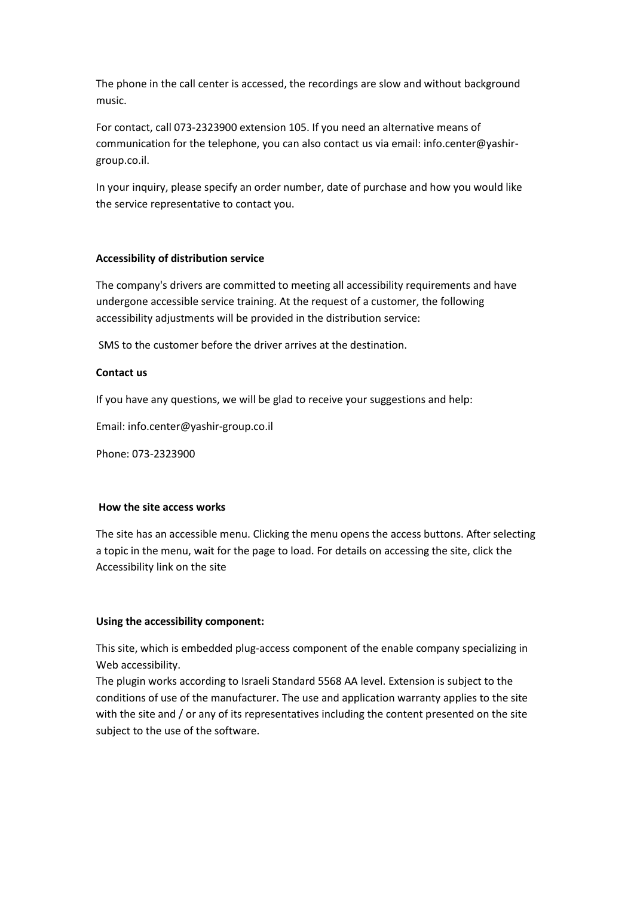The phone in the call center is accessed, the recordings are slow and without background music.

For contact, call 073-2323900 extension 105. If you need an alternative means of communication for the telephone, you can also contact us via email: info.center@yashir-group.co.il.

In your inquiry, please specify an order number, date of purchase and how you would like the service representative to contact you.

**Accessibility of distribution service**

The company's drivers are committed to meeting all accessibility requirements and have undergone accessible service training. At the request of a customer, the following accessibility adjustments will be provided in the distribution service:

SMS to the customer before the driver arrives at the destination.

**Contact us**

If you have any questions, we will be glad to receive your suggestions and help:

Email: info.center@yashir-group.co.il

Phone: 073-2323900

**How the site access works**

The site has an accessible menu. Clicking the menu opens the access buttons. After selecting a topic in the menu, wait for the page to load. For details on accessing the site, click the Accessibility link on the site

**Using the accessibility component:**

This site, which is embedded plug-access component of the enable company specializing in Web accessibility.
The plugin works according to Israeli Standard 5568 AA level. Extension is subject to the conditions of use of the manufacturer. The use and application warranty applies to the site with the site and / or any of its representatives including the content presented on the site subject to the use of the software.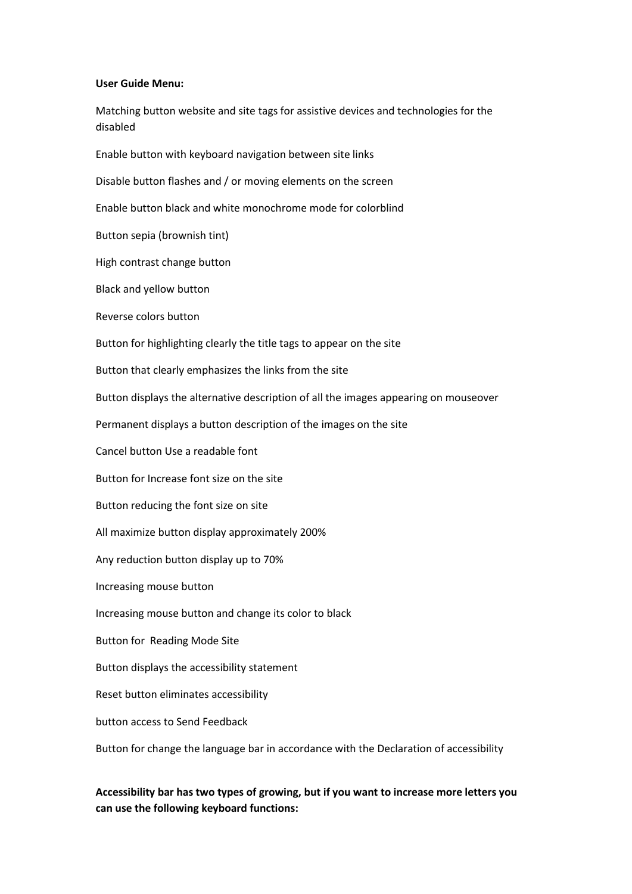**User Guide Menu:**

Matching button website and site tags for assistive devices and technologies for the disabled

Enable button with keyboard navigation between site links

Disable button flashes and / or moving elements on the screen

Enable button black and white monochrome mode for colorblind

Button sepia (brownish tint)

High contrast change button

Black and yellow button

Reverse colors button

Button for highlighting clearly the title tags to appear on the site

Button that clearly emphasizes the links from the site

Button displays the alternative description of all the images appearing on mouseover

Permanent displays a button description of the images on the site

Cancel button Use a readable font

Button for Increase font size on the site

Button reducing the font size on site

All maximize button display approximately 200%

Any reduction button display up to 70%

Increasing mouse button

Increasing mouse button and change its color to black

Button for Reading Mode Site

Button displays the accessibility statement

Reset button eliminates accessibility

button access to Send Feedback

Button for change the language bar in accordance with the Declaration of accessibility

**Accessibility bar has two types of growing, but if you want to increase more letters you can use the following keyboard functions:**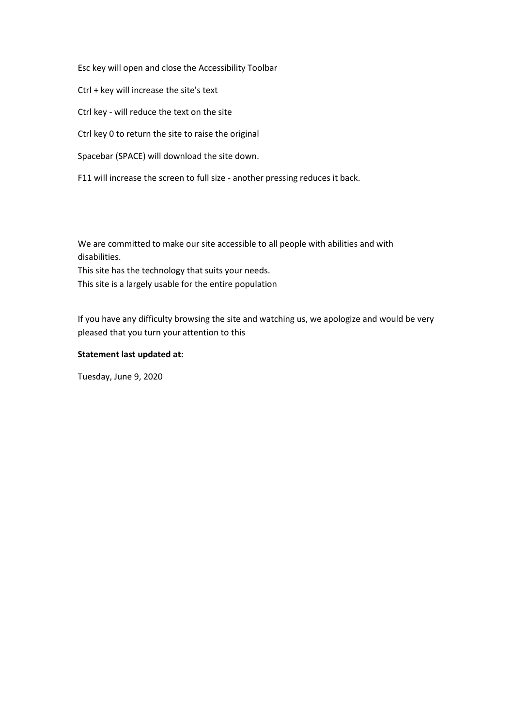Esc key will open and close the Accessibility Toolbar

Ctrl + key will increase the site's text

Ctrl key - will reduce the text on the site

Ctrl key 0 to return the site to raise the original

Spacebar (SPACE) will download the site down.

F11 will increase the screen to full size - another pressing reduces it back.

We are committed to make our site accessible to all people with abilities and with disabilities.
This site has the technology that suits your needs.
This site is a largely usable for the entire population

If you have any difficulty browsing the site and watching us, we apologize and would be very pleased that you turn your attention to this

**Statement last updated at:**

Tuesday, June 9, 2020